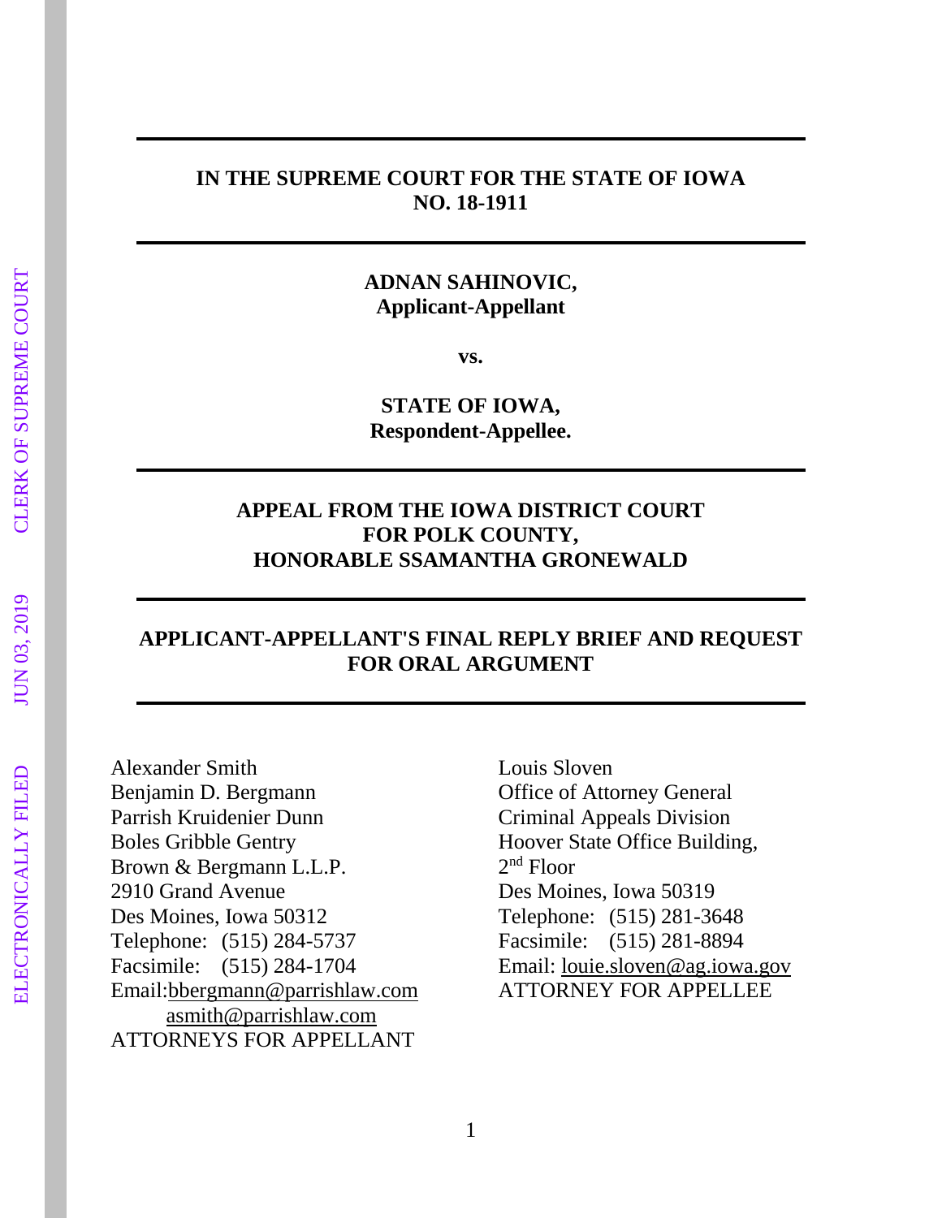**IN THE SUPREME COURT FOR THE STATE OF IOWA**
**NO. 18-1911**

---

**ADNAN SAHINOVIC,**
**Applicant-Appellant**

**vs.**

**STATE OF IOWA,**
**Respondent-Appellee.**

---

**APPEAL FROM THE IOWA DISTRICT COURT**
**FOR POLK COUNTY,**
**HONORABLE SSAMANTHA GRONEWALD**

---

**APPLICANT-APPELLANT'S FINAL REPLY BRIEF AND REQUEST FOR ORAL ARGUMENT**

---

Alexander Smith
Benjamin D. Bergmann
Parrish Kruidenier Dunn
Boles Gribble Gentry
Brown & Bergmann L.L.P.
2910 Grand Avenue
Des Moines, Iowa 50312
Telephone: (515) 284-5737
Facsimile: (515) 284-1704
Email: bbergmann@parrishlaw.com
asmith@parrishlaw.com
ATTORNEYS FOR APPELLANT

Louis Sloven
Office of Attorney General
Criminal Appeals Division
Hoover State Office Building,
2nd Floor
Des Moines, Iowa 50319
Telephone: (515) 281-3648
Facsimile: (515) 281-8894
Email: louie.sloven@ag.iowa.gov
ATTORNEY FOR APPELLEE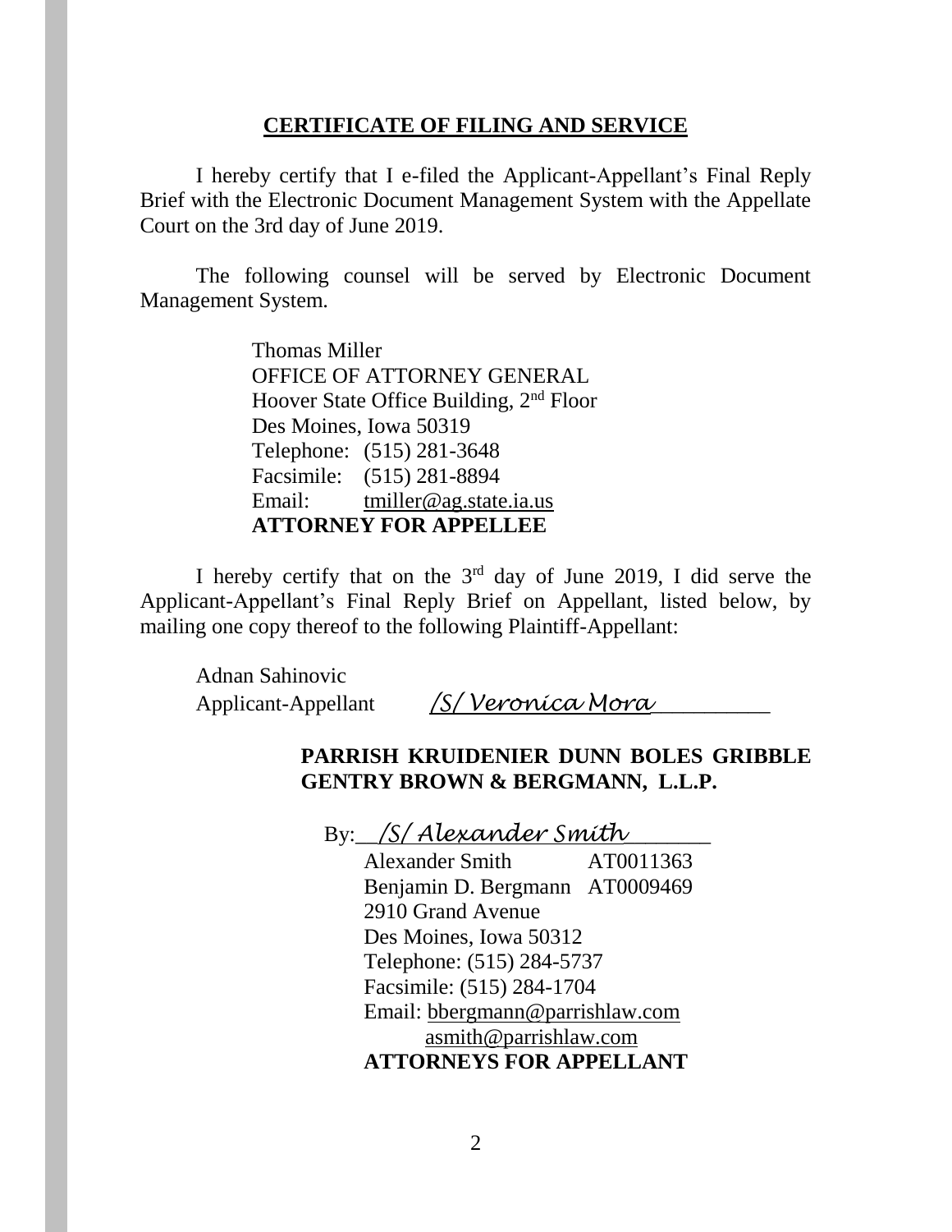## CERTIFICATE OF FILING AND SERVICE

I hereby certify that I e-filed the Applicant-Appellant's Final Reply Brief with the Electronic Document Management System with the Appellate Court on the 3rd day of June 2019.

The following counsel will be served by Electronic Document Management System.

Thomas Miller
OFFICE OF ATTORNEY GENERAL
Hoover State Office Building, 2nd Floor
Des Moines, Iowa 50319
Telephone: (515) 281-3648
Facsimile: (515) 281-8894
Email: tmiller@ag.state.ia.us
**ATTORNEY FOR APPELLEE**

I hereby certify that on the 3rd day of June 2019, I did serve the Applicant-Appellant's Final Reply Brief on Appellant, listed below, by mailing one copy thereof to the following Plaintiff-Appellant:

Adnan Sahinovic
Applicant-Appellant    */S/ Veronica Mora*__________

**PARRISH KRUIDENIER DUNN BOLES GRIBBLE GENTRY BROWN & BERGMANN, L.L.P.**

By:__*/S/ Alexander Smith*_______
Alexander Smith AT0011363
Benjamin D. Bergmann AT0009469
2910 Grand Avenue
Des Moines, Iowa 50312
Telephone: (515) 284-5737
Facsimile: (515) 284-1704
Email: bbergmann@parrishlaw.com
asmith@parrishlaw.com
**ATTORNEYS FOR APPELLANT**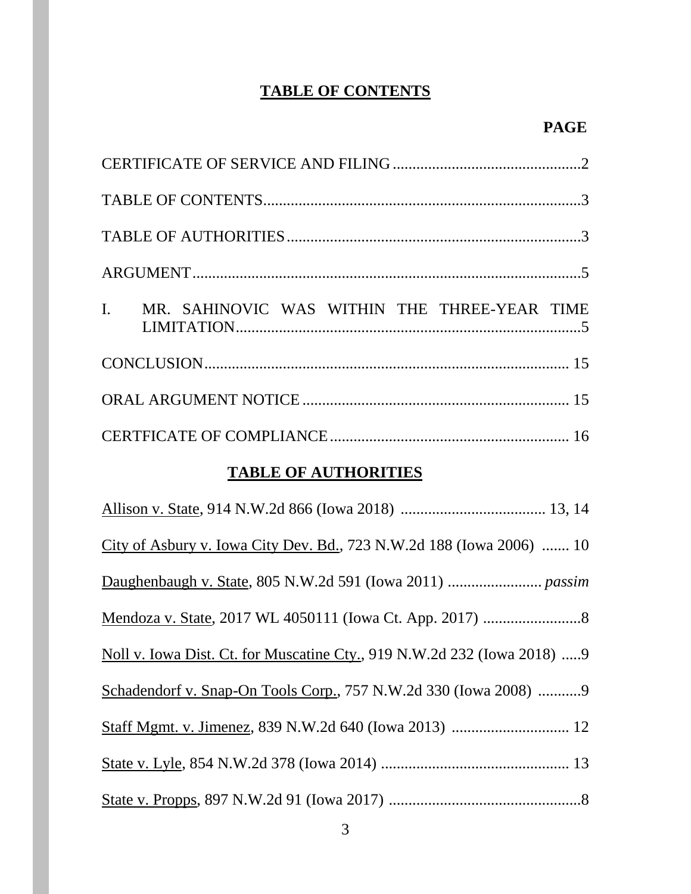# TABLE OF CONTENTS

**PAGE**

CERTIFICATE OF SERVICE AND FILING ................................................2

TABLE OF CONTENTS.................................................................................3

TABLE OF AUTHORITIES ...........................................................................3

ARGUMENT...................................................................................................5

I. MR. SAHINOVIC WAS WITHIN THE THREE-YEAR TIME LIMITATION.........................................................................................5

CONCLUSION............................................................................................. 15

ORAL ARGUMENT NOTICE .................................................................... 15

CERTFICATE OF COMPLIANCE ............................................................. 16

# TABLE OF AUTHORITIES

Allison v. State, 914 N.W.2d 866 (Iowa 2018) .................................... 13, 14

City of Asbury v. Iowa City Dev. Bd., 723 N.W.2d 188 (Iowa 2006) ....... 10

Daughenbaugh v. State, 805 N.W.2d 591 (Iowa 2011) ........................ *passim*

Mendoza v. State, 2017 WL 4050111 (Iowa Ct. App. 2017) .........................8

Noll v. Iowa Dist. Ct. for Muscatine Cty., 919 N.W.2d 232 (Iowa 2018) .....9

Schadendorf v. Snap-On Tools Corp., 757 N.W.2d 330 (Iowa 2008) ...........9

Staff Mgmt. v. Jimenez, 839 N.W.2d 640 (Iowa 2013) ............................. 12

State v. Lyle, 854 N.W.2d 378 (Iowa 2014) ................................................ 13

State v. Propps, 897 N.W.2d 91 (Iowa 2017) ..................................................8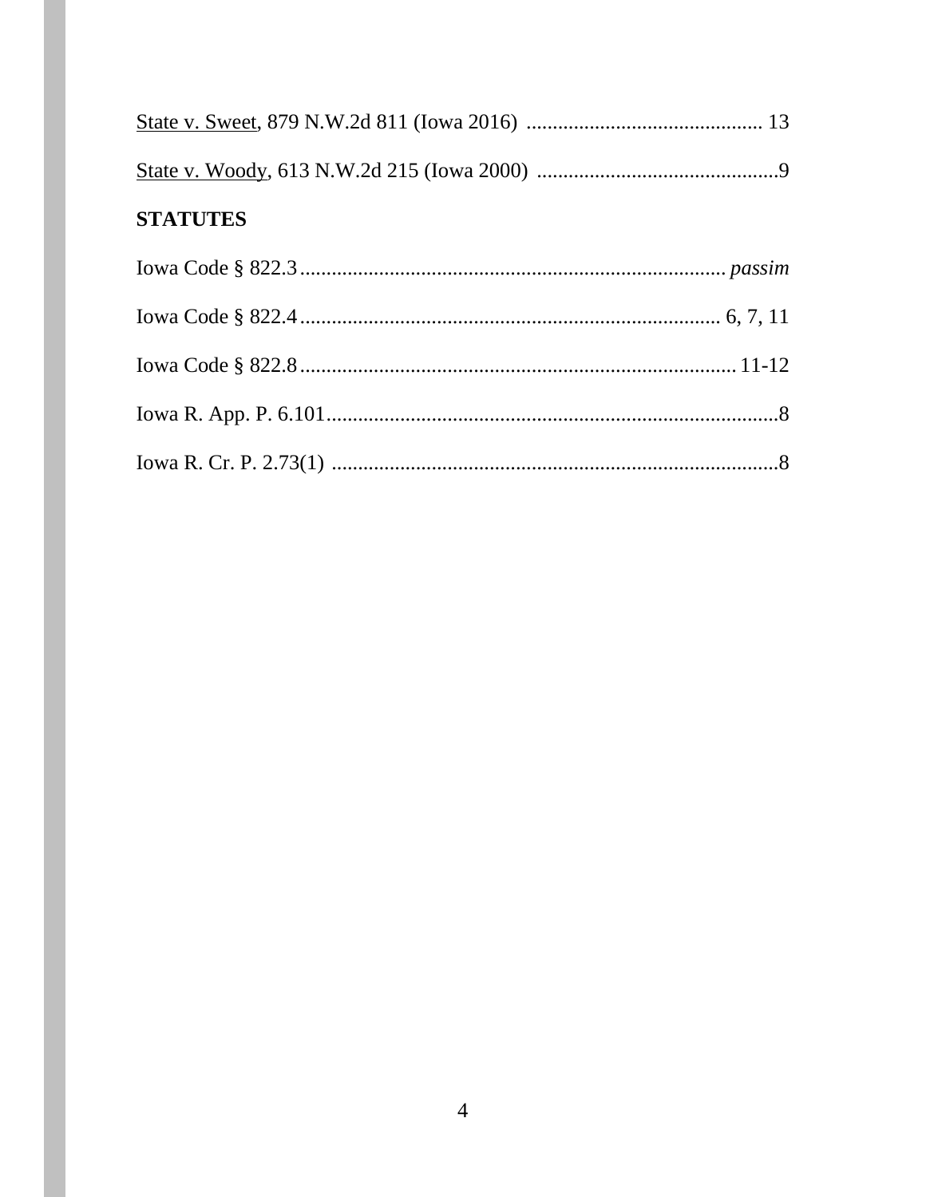<u>State v. Sweet</u>, 879 N.W.2d 811 (Iowa 2016) ............................................ 13

<u>State v. Woody</u>, 613 N.W.2d 215 (Iowa 2000) ..............................................9

**STATUTES**

Iowa Code § 822.3................................................................................ *passim*

Iowa Code § 822.4................................................................................ 6, 7, 11

Iowa Code § 822.8.................................................................................. 11-12

Iowa R. App. P. 6.101......................................................................................8

Iowa R. Cr. P. 2.73(1) .....................................................................................8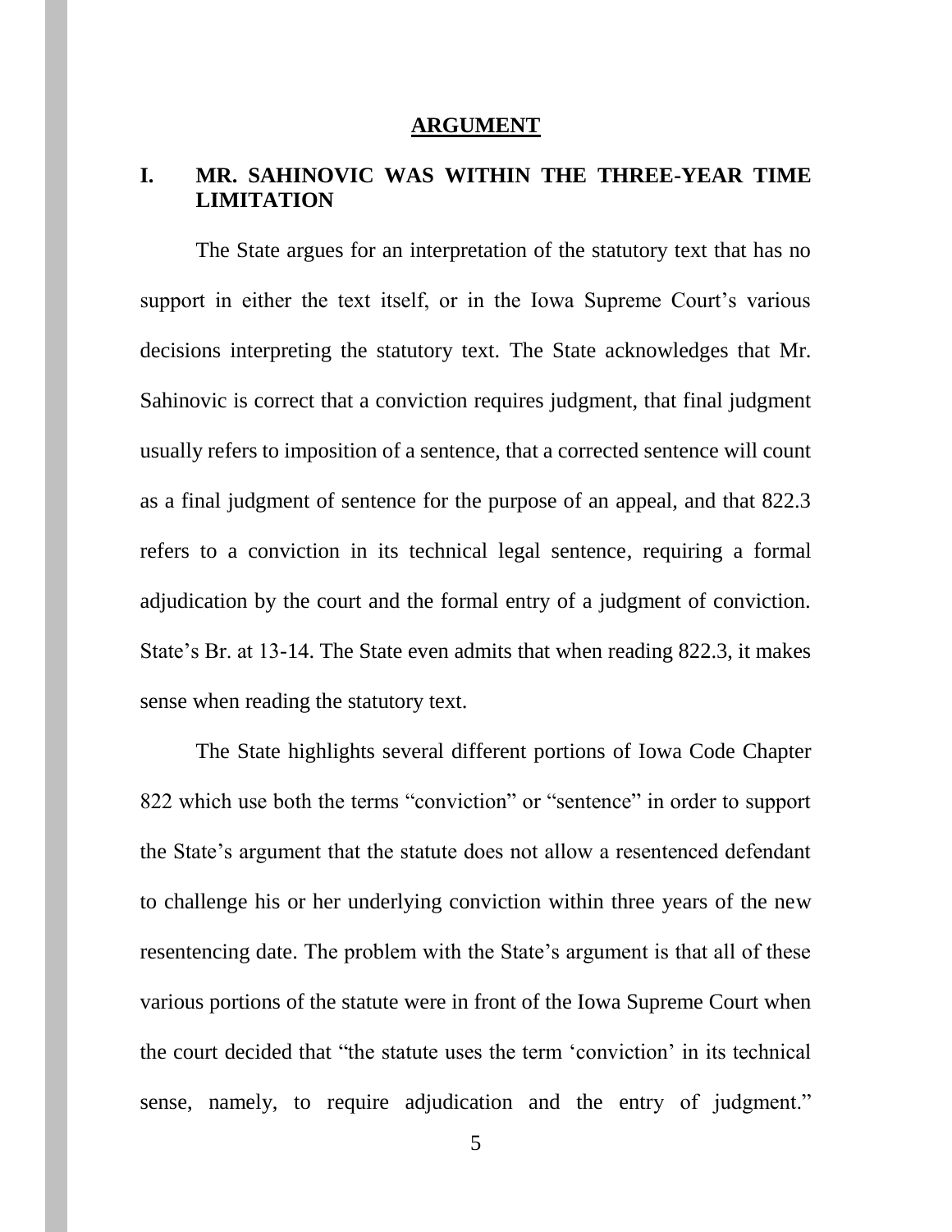## ARGUMENT

### I. MR. SAHINOVIC WAS WITHIN THE THREE-YEAR TIME LIMITATION

The State argues for an interpretation of the statutory text that has no support in either the text itself, or in the Iowa Supreme Court's various decisions interpreting the statutory text. The State acknowledges that Mr. Sahinovic is correct that a conviction requires judgment, that final judgment usually refers to imposition of a sentence, that a corrected sentence will count as a final judgment of sentence for the purpose of an appeal, and that 822.3 refers to a conviction in its technical legal sentence, requiring a formal adjudication by the court and the formal entry of a judgment of conviction. State's Br. at 13-14. The State even admits that when reading 822.3, it makes sense when reading the statutory text.

The State highlights several different portions of Iowa Code Chapter 822 which use both the terms "conviction" or "sentence" in order to support the State's argument that the statute does not allow a resentenced defendant to challenge his or her underlying conviction within three years of the new resentencing date. The problem with the State's argument is that all of these various portions of the statute were in front of the Iowa Supreme Court when the court decided that "the statute uses the term 'conviction' in its technical sense, namely, to require adjudication and the entry of judgment."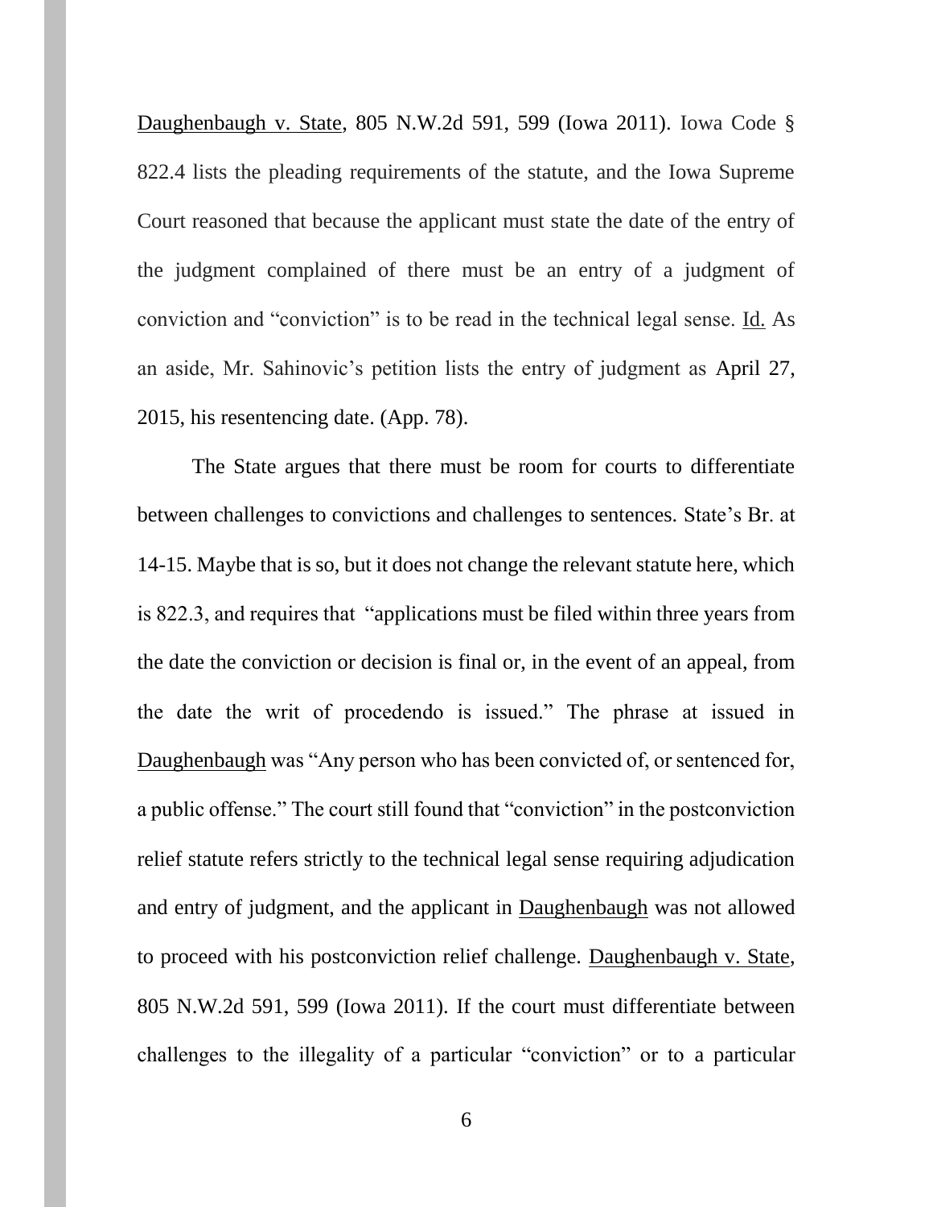Daughenbaugh v. State, 805 N.W.2d 591, 599 (Iowa 2011). Iowa Code § 822.4 lists the pleading requirements of the statute, and the Iowa Supreme Court reasoned that because the applicant must state the date of the entry of the judgment complained of there must be an entry of a judgment of conviction and "conviction" is to be read in the technical legal sense. Id. As an aside, Mr. Sahinovic's petition lists the entry of judgment as April 27, 2015, his resentencing date. (App. 78).

The State argues that there must be room for courts to differentiate between challenges to convictions and challenges to sentences. State's Br. at 14-15. Maybe that is so, but it does not change the relevant statute here, which is 822.3, and requires that "applications must be filed within three years from the date the conviction or decision is final or, in the event of an appeal, from the date the writ of procedendo is issued." The phrase at issued in Daughenbaugh was "Any person who has been convicted of, or sentenced for, a public offense." The court still found that "conviction" in the postconviction relief statute refers strictly to the technical legal sense requiring adjudication and entry of judgment, and the applicant in Daughenbaugh was not allowed to proceed with his postconviction relief challenge. Daughenbaugh v. State, 805 N.W.2d 591, 599 (Iowa 2011). If the court must differentiate between challenges to the illegality of a particular "conviction" or to a particular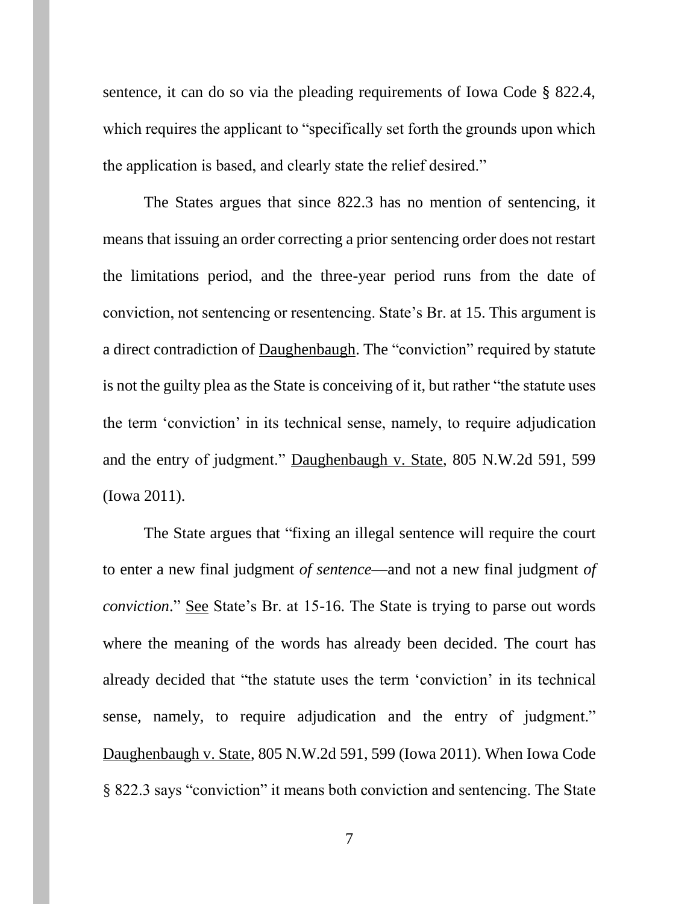sentence, it can do so via the pleading requirements of Iowa Code § 822.4, which requires the applicant to "specifically set forth the grounds upon which the application is based, and clearly state the relief desired."

The States argues that since 822.3 has no mention of sentencing, it means that issuing an order correcting a prior sentencing order does not restart the limitations period, and the three-year period runs from the date of conviction, not sentencing or resentencing. State's Br. at 15. This argument is a direct contradiction of Daughenbaugh. The "conviction" required by statute is not the guilty plea as the State is conceiving of it, but rather "the statute uses the term 'conviction' in its technical sense, namely, to require adjudication and the entry of judgment." Daughenbaugh v. State, 805 N.W.2d 591, 599 (Iowa 2011).

The State argues that "fixing an illegal sentence will require the court to enter a new final judgment *of sentence*—and not a new final judgment *of conviction*." See State's Br. at 15-16. The State is trying to parse out words where the meaning of the words has already been decided. The court has already decided that "the statute uses the term 'conviction' in its technical sense, namely, to require adjudication and the entry of judgment." Daughenbaugh v. State, 805 N.W.2d 591, 599 (Iowa 2011). When Iowa Code § 822.3 says "conviction" it means both conviction and sentencing. The State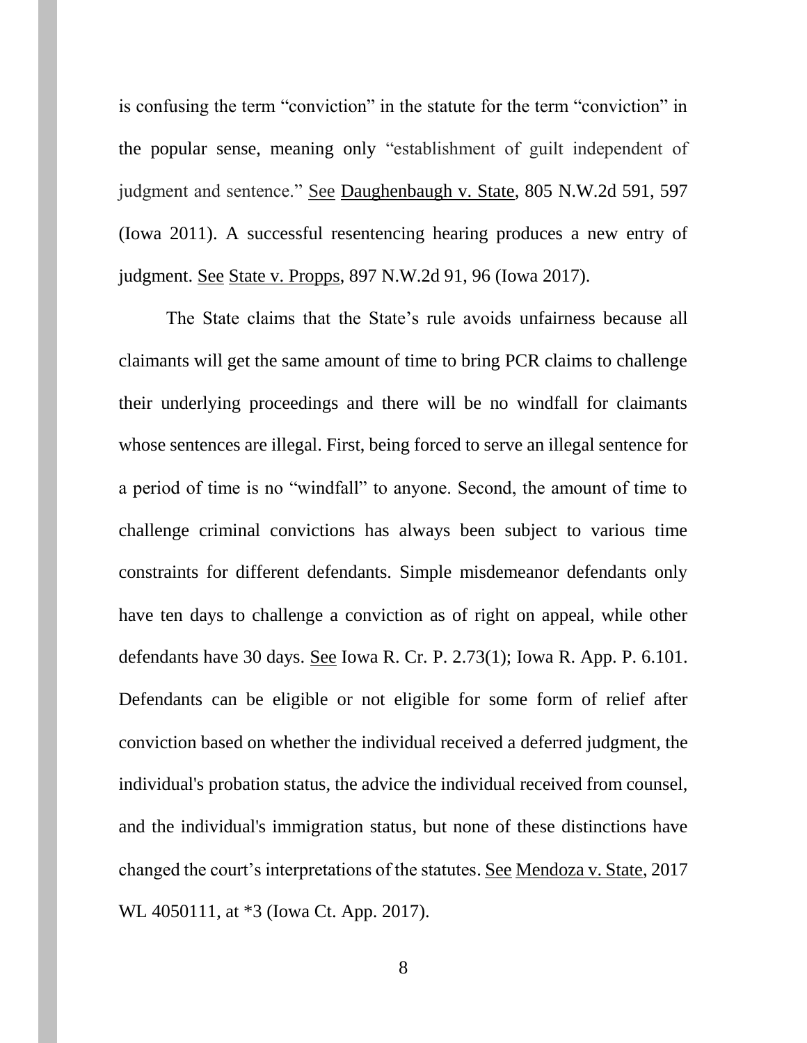is confusing the term "conviction" in the statute for the term "conviction" in the popular sense, meaning only "establishment of guilt independent of judgment and sentence." See Daughenbaugh v. State, 805 N.W.2d 591, 597 (Iowa 2011). A successful resentencing hearing produces a new entry of judgment. See State v. Propps, 897 N.W.2d 91, 96 (Iowa 2017).

The State claims that the State's rule avoids unfairness because all claimants will get the same amount of time to bring PCR claims to challenge their underlying proceedings and there will be no windfall for claimants whose sentences are illegal. First, being forced to serve an illegal sentence for a period of time is no "windfall" to anyone. Second, the amount of time to challenge criminal convictions has always been subject to various time constraints for different defendants. Simple misdemeanor defendants only have ten days to challenge a conviction as of right on appeal, while other defendants have 30 days. See Iowa R. Cr. P. 2.73(1); Iowa R. App. P. 6.101. Defendants can be eligible or not eligible for some form of relief after conviction based on whether the individual received a deferred judgment, the individual's probation status, the advice the individual received from counsel, and the individual's immigration status, but none of these distinctions have changed the court's interpretations of the statutes. See Mendoza v. State, 2017 WL 4050111, at *3 (Iowa Ct. App. 2017).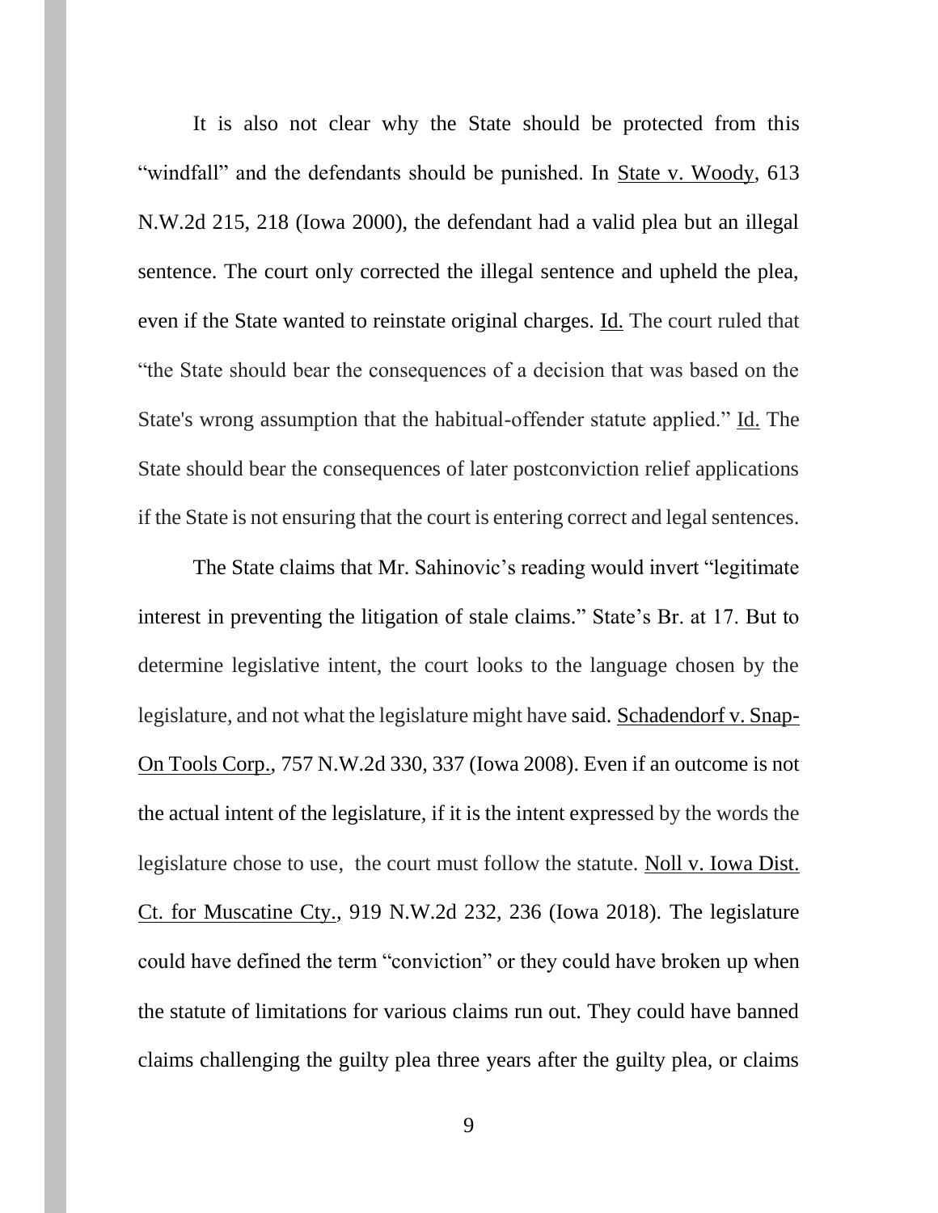It is also not clear why the State should be protected from this "windfall" and the defendants should be punished. In State v. Woody, 613 N.W.2d 215, 218 (Iowa 2000), the defendant had a valid plea but an illegal sentence. The court only corrected the illegal sentence and upheld the plea, even if the State wanted to reinstate original charges. Id. The court ruled that "the State should bear the consequences of a decision that was based on the State's wrong assumption that the habitual-offender statute applied." Id. The State should bear the consequences of later postconviction relief applications if the State is not ensuring that the court is entering correct and legal sentences.

The State claims that Mr. Sahinovic's reading would invert "legitimate interest in preventing the litigation of stale claims." State's Br. at 17. But to determine legislative intent, the court looks to the language chosen by the legislature, and not what the legislature might have said. Schadendorf v. Snap-On Tools Corp., 757 N.W.2d 330, 337 (Iowa 2008). Even if an outcome is not the actual intent of the legislature, if it is the intent expressed by the words the legislature chose to use, the court must follow the statute. Noll v. Iowa Dist. Ct. for Muscatine Cty., 919 N.W.2d 232, 236 (Iowa 2018). The legislature could have defined the term "conviction" or they could have broken up when the statute of limitations for various claims run out. They could have banned claims challenging the guilty plea three years after the guilty plea, or claims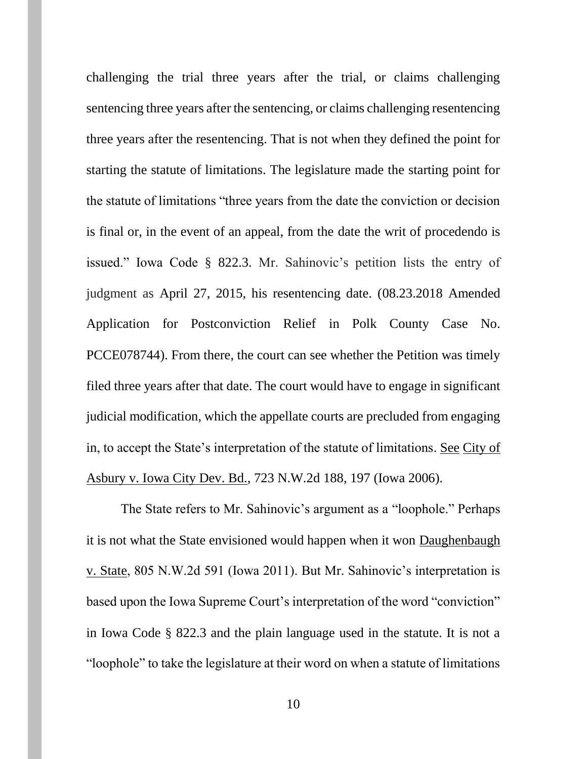challenging the trial three years after the trial, or claims challenging sentencing three years after the sentencing, or claims challenging resentencing three years after the resentencing. That is not when they defined the point for starting the statute of limitations. The legislature made the starting point for the statute of limitations "three years from the date the conviction or decision is final or, in the event of an appeal, from the date the writ of procedendo is issued." Iowa Code § 822.3. Mr. Sahinovic's petition lists the entry of judgment as April 27, 2015, his resentencing date. (08.23.2018 Amended Application for Postconviction Relief in Polk County Case No. PCCE078744). From there, the court can see whether the Petition was timely filed three years after that date. The court would have to engage in significant judicial modification, which the appellate courts are precluded from engaging in, to accept the State's interpretation of the statute of limitations. See City of Asbury v. Iowa City Dev. Bd., 723 N.W.2d 188, 197 (Iowa 2006).

The State refers to Mr. Sahinovic's argument as a "loophole." Perhaps it is not what the State envisioned would happen when it won Daughenbaugh v. State, 805 N.W.2d 591 (Iowa 2011). But Mr. Sahinovic's interpretation is based upon the Iowa Supreme Court's interpretation of the word "conviction" in Iowa Code § 822.3 and the plain language used in the statute. It is not a "loophole" to take the legislature at their word on when a statute of limitations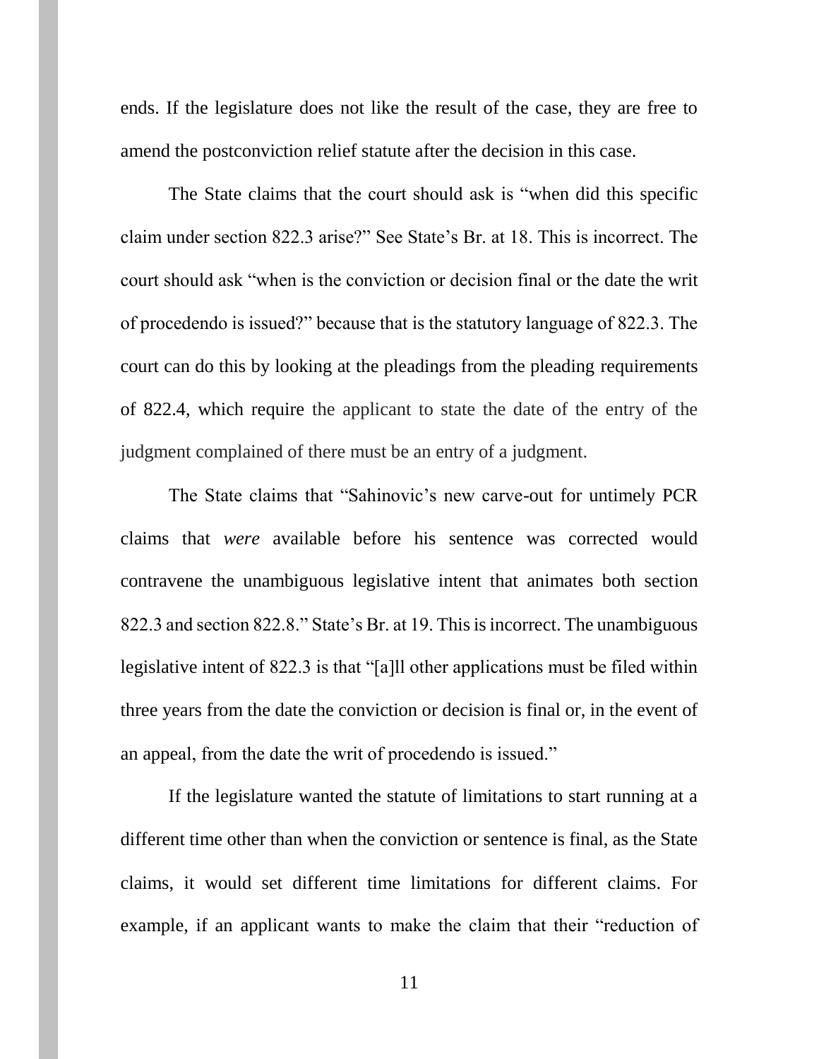ends. If the legislature does not like the result of the case, they are free to amend the postconviction relief statute after the decision in this case.

The State claims that the court should ask is "when did this specific claim under section 822.3 arise?" See State's Br. at 18. This is incorrect. The court should ask "when is the conviction or decision final or the date the writ of procedendo is issued?" because that is the statutory language of 822.3. The court can do this by looking at the pleadings from the pleading requirements of 822.4, which require the applicant to state the date of the entry of the judgment complained of there must be an entry of a judgment.

The State claims that "Sahinovic's new carve-out for untimely PCR claims that *were* available before his sentence was corrected would contravene the unambiguous legislative intent that animates both section 822.3 and section 822.8." State's Br. at 19. This is incorrect. The unambiguous legislative intent of 822.3 is that "[a]ll other applications must be filed within three years from the date the conviction or decision is final or, in the event of an appeal, from the date the writ of procedendo is issued."

If the legislature wanted the statute of limitations to start running at a different time other than when the conviction or sentence is final, as the State claims, it would set different time limitations for different claims. For example, if an applicant wants to make the claim that their "reduction of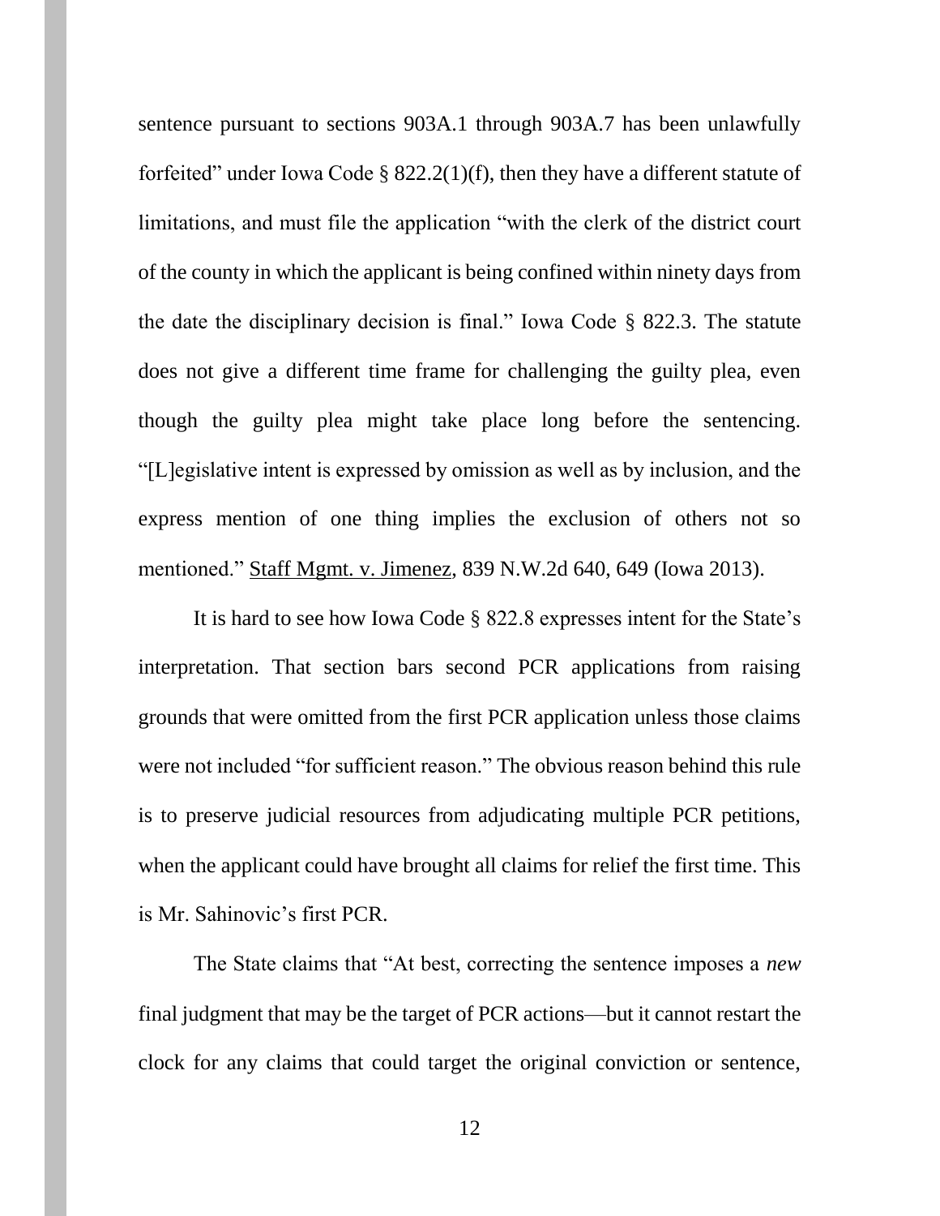sentence pursuant to sections 903A.1 through 903A.7 has been unlawfully forfeited" under Iowa Code § 822.2(1)(f), then they have a different statute of limitations, and must file the application "with the clerk of the district court of the county in which the applicant is being confined within ninety days from the date the disciplinary decision is final." Iowa Code § 822.3. The statute does not give a different time frame for challenging the guilty plea, even though the guilty plea might take place long before the sentencing. "[L]egislative intent is expressed by omission as well as by inclusion, and the express mention of one thing implies the exclusion of others not so mentioned." Staff Mgmt. v. Jimenez, 839 N.W.2d 640, 649 (Iowa 2013).

It is hard to see how Iowa Code § 822.8 expresses intent for the State's interpretation. That section bars second PCR applications from raising grounds that were omitted from the first PCR application unless those claims were not included "for sufficient reason." The obvious reason behind this rule is to preserve judicial resources from adjudicating multiple PCR petitions, when the applicant could have brought all claims for relief the first time. This is Mr. Sahinovic's first PCR.

The State claims that "At best, correcting the sentence imposes a *new* final judgment that may be the target of PCR actions—but it cannot restart the clock for any claims that could target the original conviction or sentence,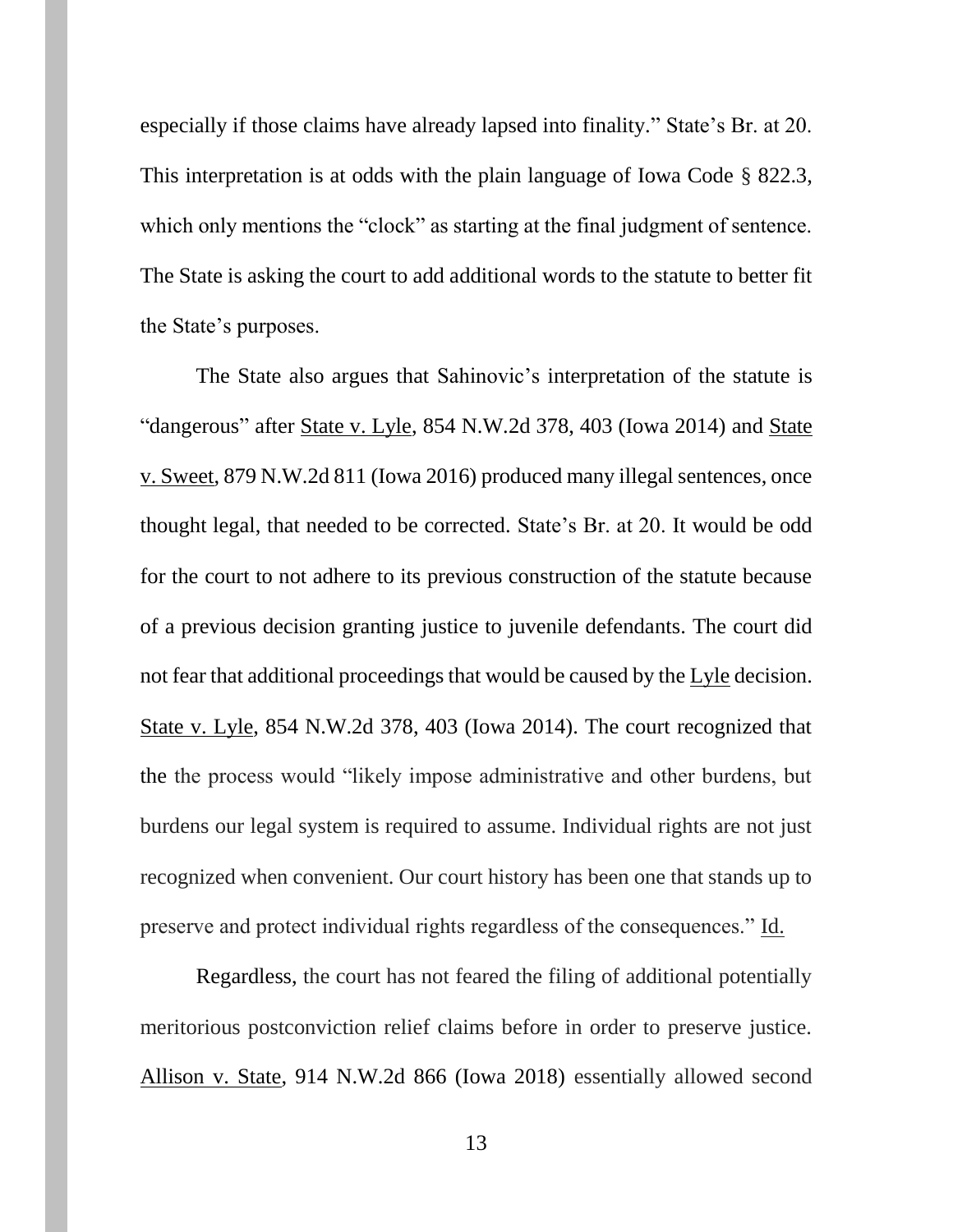especially if those claims have already lapsed into finality." State's Br. at 20. This interpretation is at odds with the plain language of Iowa Code § 822.3, which only mentions the "clock" as starting at the final judgment of sentence. The State is asking the court to add additional words to the statute to better fit the State's purposes.

The State also argues that Sahinovic's interpretation of the statute is "dangerous" after State v. Lyle, 854 N.W.2d 378, 403 (Iowa 2014) and State v. Sweet, 879 N.W.2d 811 (Iowa 2016) produced many illegal sentences, once thought legal, that needed to be corrected. State's Br. at 20. It would be odd for the court to not adhere to its previous construction of the statute because of a previous decision granting justice to juvenile defendants. The court did not fear that additional proceedings that would be caused by the Lyle decision. State v. Lyle, 854 N.W.2d 378, 403 (Iowa 2014). The court recognized that the the process would "likely impose administrative and other burdens, but burdens our legal system is required to assume. Individual rights are not just recognized when convenient. Our court history has been one that stands up to preserve and protect individual rights regardless of the consequences." Id.

Regardless, the court has not feared the filing of additional potentially meritorious postconviction relief claims before in order to preserve justice. Allison v. State, 914 N.W.2d 866 (Iowa 2018) essentially allowed second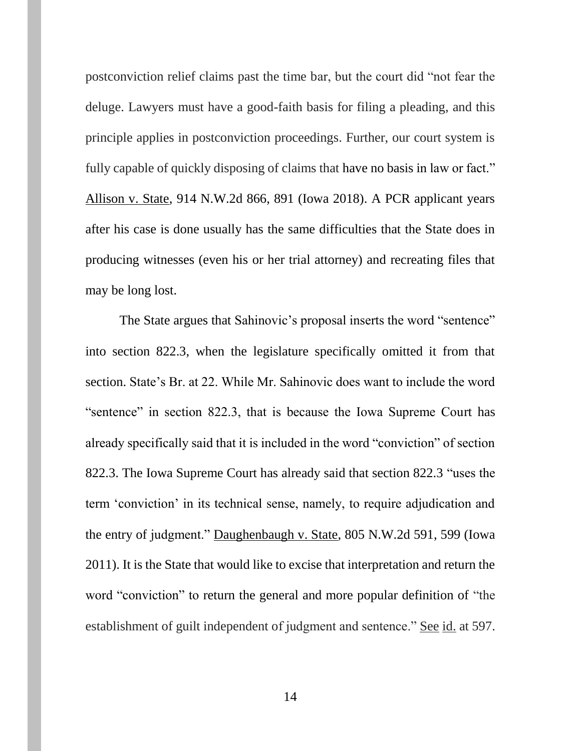postconviction relief claims past the time bar, but the court did "not fear the deluge. Lawyers must have a good-faith basis for filing a pleading, and this principle applies in postconviction proceedings. Further, our court system is fully capable of quickly disposing of claims that have no basis in law or fact." Allison v. State, 914 N.W.2d 866, 891 (Iowa 2018). A PCR applicant years after his case is done usually has the same difficulties that the State does in producing witnesses (even his or her trial attorney) and recreating files that may be long lost.

The State argues that Sahinovic's proposal inserts the word "sentence" into section 822.3, when the legislature specifically omitted it from that section. State's Br. at 22. While Mr. Sahinovic does want to include the word "sentence" in section 822.3, that is because the Iowa Supreme Court has already specifically said that it is included in the word "conviction" of section 822.3. The Iowa Supreme Court has already said that section 822.3 "uses the term 'conviction' in its technical sense, namely, to require adjudication and the entry of judgment." Daughenbaugh v. State, 805 N.W.2d 591, 599 (Iowa 2011). It is the State that would like to excise that interpretation and return the word "conviction" to return the general and more popular definition of "the establishment of guilt independent of judgment and sentence." See id. at 597.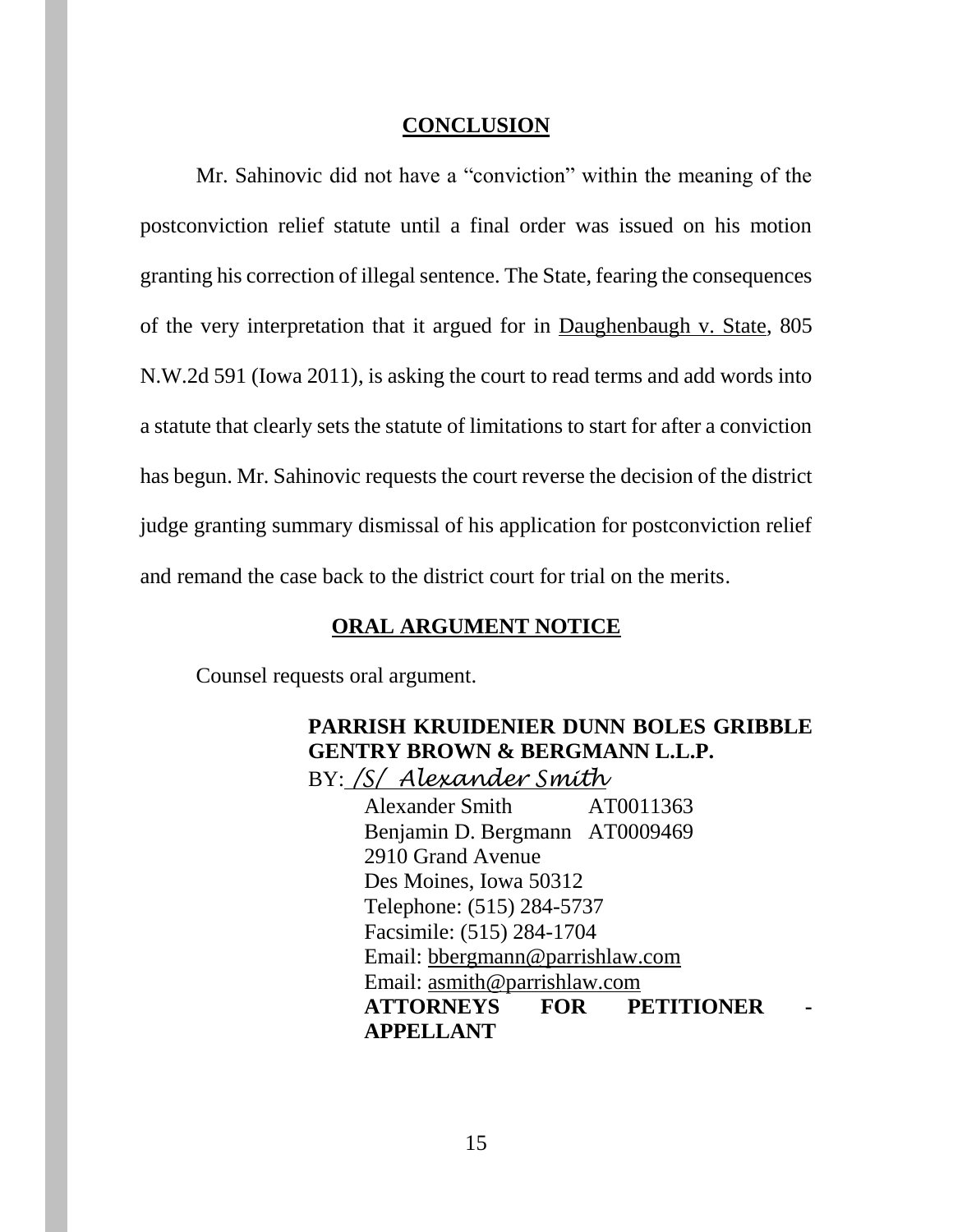## CONCLUSION

Mr. Sahinovic did not have a "conviction" within the meaning of the postconviction relief statute until a final order was issued on his motion granting his correction of illegal sentence. The State, fearing the consequences of the very interpretation that it argued for in Daughenbaugh v. State, 805 N.W.2d 591 (Iowa 2011), is asking the court to read terms and add words into a statute that clearly sets the statute of limitations to start for after a conviction has begun. Mr. Sahinovic requests the court reverse the decision of the district judge granting summary dismissal of his application for postconviction relief and remand the case back to the district court for trial on the merits.

## ORAL ARGUMENT NOTICE

Counsel requests oral argument.

**PARRISH KRUIDENIER DUNN BOLES GRIBBLE GENTRY BROWN & BERGMANN L.L.P.**
BY: */S/ Alexander Smith*
Alexander Smith AT0011363
Benjamin D. Bergmann AT0009469
2910 Grand Avenue
Des Moines, Iowa 50312
Telephone: (515) 284-5737
Facsimile: (515) 284-1704
Email: bbergmann@parrishlaw.com
Email: asmith@parrishlaw.com
**ATTORNEYS FOR PETITIONER - APPELLANT**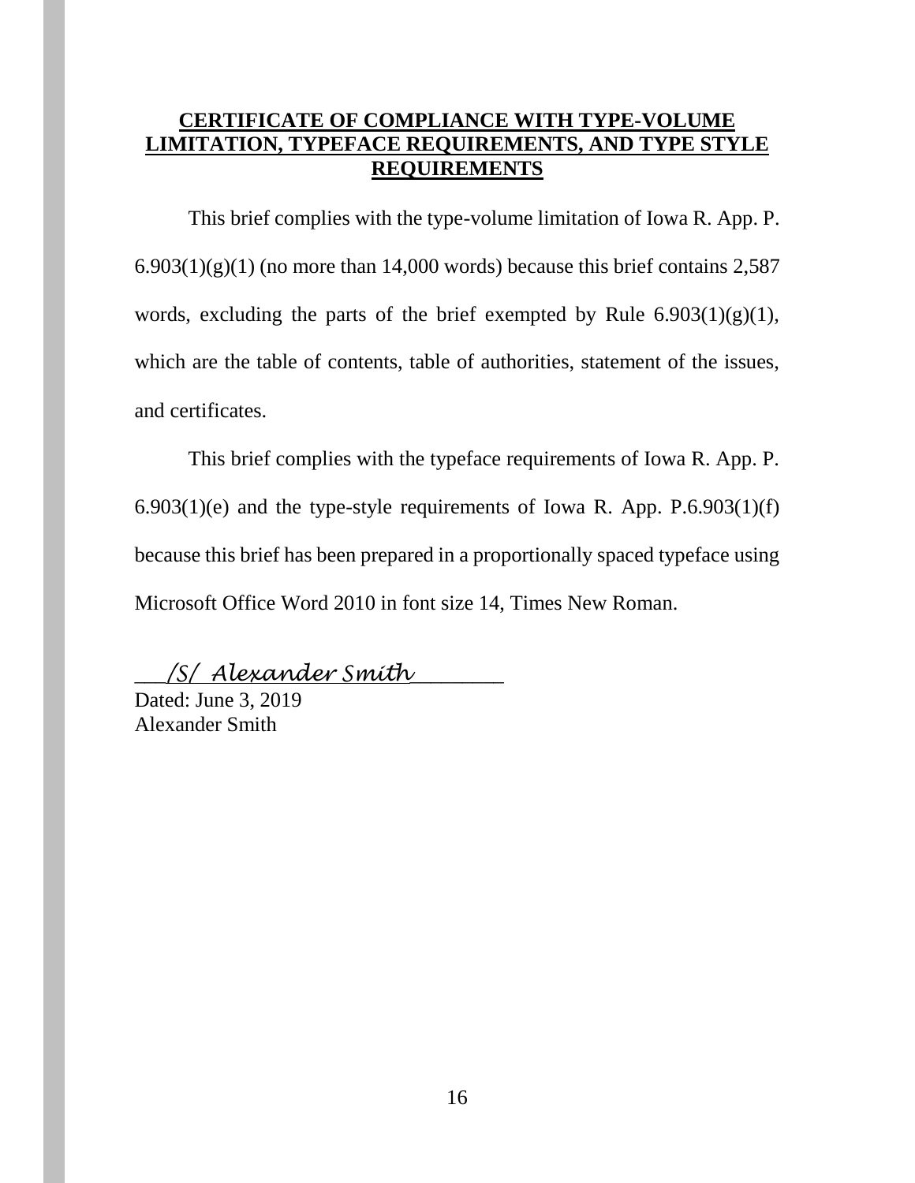## CERTIFICATE OF COMPLIANCE WITH TYPE-VOLUME LIMITATION, TYPEFACE REQUIREMENTS, AND TYPE STYLE REQUIREMENTS

This brief complies with the type-volume limitation of Iowa R. App. P. 6.903(1)(g)(1) (no more than 14,000 words) because this brief contains 2,587 words, excluding the parts of the brief exempted by Rule 6.903(1)(g)(1), which are the table of contents, table of authorities, statement of the issues, and certificates.

This brief complies with the typeface requirements of Iowa R. App. P. 6.903(1)(e) and the type-style requirements of Iowa R. App. P.6.903(1)(f) because this brief has been prepared in a proportionally spaced typeface using Microsoft Office Word 2010 in font size 14, Times New Roman.

___*/S/ Alexander Smith*________

Dated: June 3, 2019

Alexander Smith